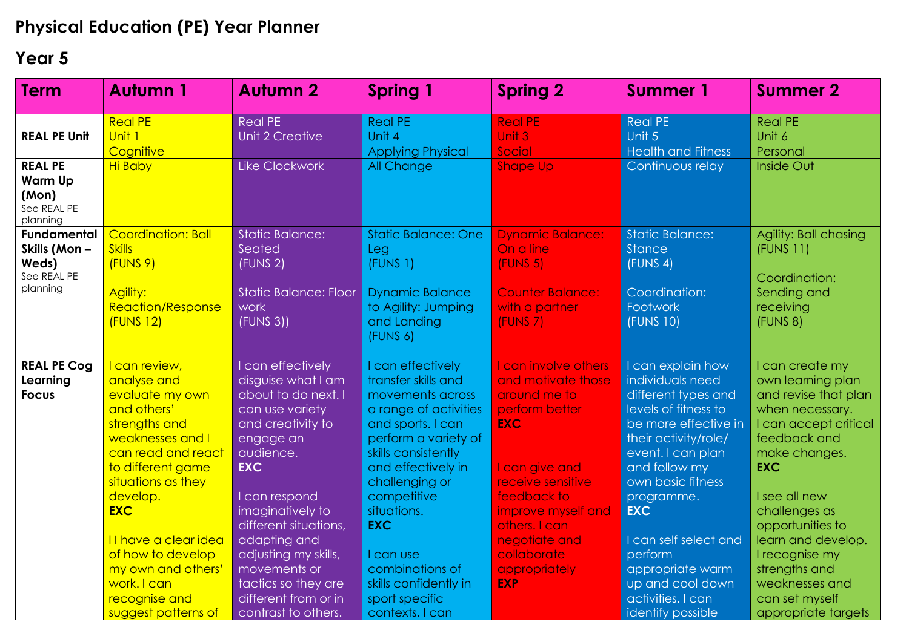# Physical Education (PE) Year Planner

## Year 5

| Term | Autumn 1 | Autumn 2 | Spring 1 | Spring 2 | Summer 1 | Summer 2 |
|---|---|---|---|---|---|---|
| **REAL PE Unit** | Real PE<br>Unit 1<br>Cognitive | Real PE<br>Unit 2 Creative | Real PE<br>Unit 4<br>Applying Physical | Real PE<br>Unit 3<br>Social | Real PE<br>Unit 5<br>Health and Fitness | Real PE<br>Unit 6<br>Personal |
| **REAL PE Warm Up (Mon)**<br>See REAL PE planning | Hi Baby | Like Clockwork | All Change | Shape Up | Continuous relay | Inside Out |
| **Fundamental Skills (Mon – Weds)**<br>See REAL PE planning | Coordination: Ball Skills<br>(FUNS 9)<br><br>Agility: Reaction/Response<br>(FUNS 12) | Static Balance: Seated<br>(FUNS 2)<br><br>Static Balance: Floor work<br>(FUNS 3)) | Static Balance: One Leg<br>(FUNS 1)<br><br>Dynamic Balance to Agility: Jumping and Landing<br>(FUNS 6) | Dynamic Balance: On a line<br>(FUNS 5)<br><br>Counter Balance: with a partner<br>(FUNS 7) | Static Balance: Stance<br>(FUNS 4)<br><br>Coordination: Footwork<br>(FUNS 10) | Agility: Ball chasing<br>(FUNS 11)<br><br>Coordination: Sending and receiving<br>(FUNS 8) |
| **REAL PE Cog Learning Focus** | I can review, analyse and evaluate my own and others' strengths and weaknesses and I can read and react to different game situations as they develop.<br>**EXC**<br><br>I I have a clear idea of how to develop my own and others' work. I can recognise and suggest patterns of | I can effectively disguise what I am about to do next. I can use variety and creativity to engage an audience.<br>**EXC**<br><br>I can respond imaginatively to different situations, adapting and adjusting my skills, movements or tactics so they are different from or in contrast to others. | I can effectively transfer skills and movements across a range of activities and sports. I can perform a variety of skills consistently and effectively in challenging or competitive situations.<br>**EXC**<br><br>I can use combinations of skills confidently in sport specific contexts. I can | I can involve others and motivate those around me to perform better<br>**EXC**<br><br>I can give and receive sensitive feedback to improve myself and others. I can negotiate and collaborate appropriately<br>**EXP** | I can explain how individuals need different types and levels of fitness to be more effective in their activity/role/ event. I can plan and follow my own basic fitness programme.<br>**EXC**<br><br>I can self select and perform appropriate warm up and cool down activities. I can identify possible | I can create my own learning plan and revise that plan when necessary.<br>I can accept critical feedback and make changes.<br>**EXC**<br><br>I see all new challenges as opportunities to learn and develop.<br>I recognise my strengths and weaknesses and can set myself appropriate targets |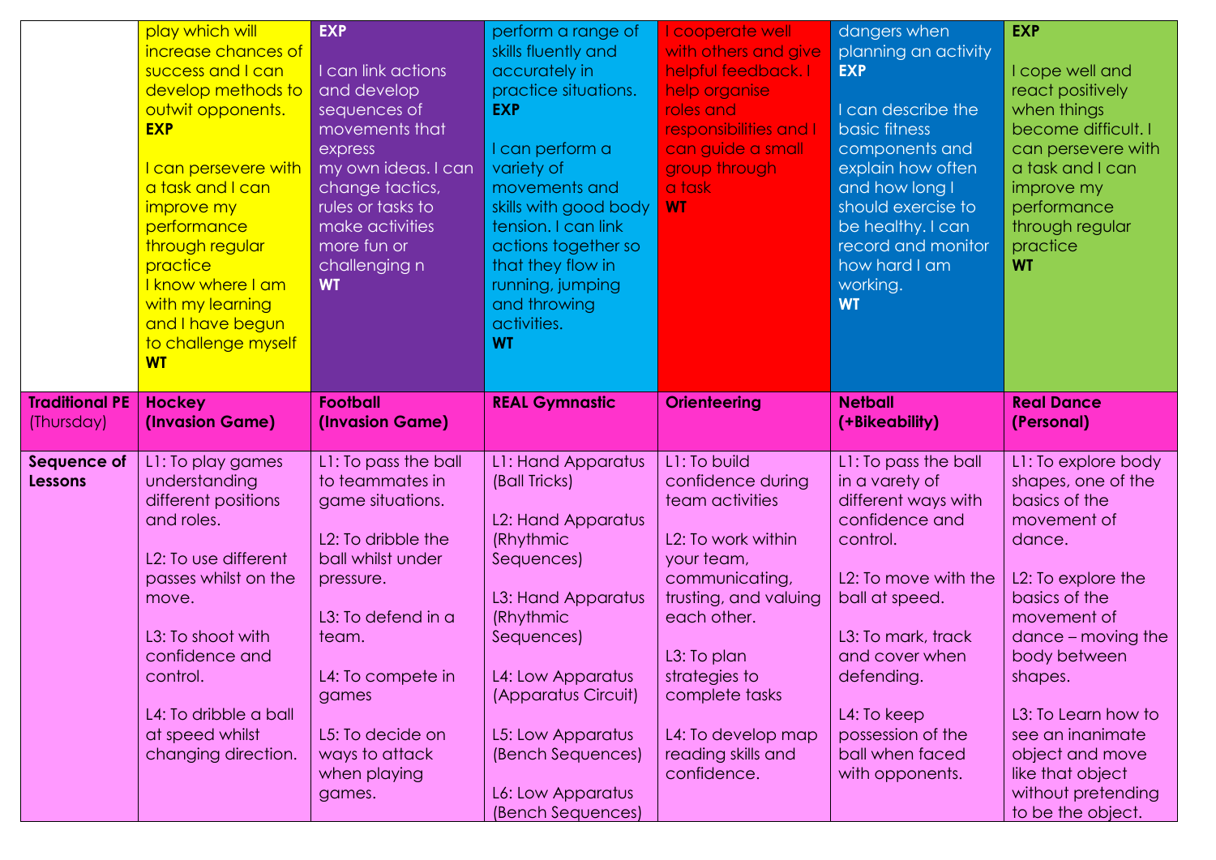| | | | | | | |
|---|---|---|---|---|---|---|
| | play which will increase chances of success and I can develop methods to outwit opponents.<br>**EXP**<br><br>I can persevere with a task and I can improve my performance through regular practice<br>I know where I am with my learning and I have begun to challenge myself<br>**WT** | **EXP**<br><br>I can link actions and develop sequences of movements that express<br>my own ideas. I can change tactics, rules or tasks to make activities more fun or challenging n<br>**WT** | perform a range of skills fluently and accurately in practice situations.<br>**EXP**<br><br>I can perform a variety of movements and skills with good body tension. I can link actions together so that they flow in running, jumping and throwing activities.<br>**WT** | I cooperate well with others and give helpful feedback. I help organise roles and responsibilities and I can guide a small group through<br>a task<br>**WT** | dangers when planning an activity<br>**EXP**<br><br>I can describe the basic fitness components and explain how often and how long I should exercise to be healthy. I can record and monitor how hard I am working.<br>**WT** | **EXP**<br><br>I cope well and react positively when things become difficult. I can persevere with a task and I can improve my performance through regular practice<br>**WT** |
| **Traditional PE** (Thursday) | **Hockey (Invasion Game)** | **Football (Invasion Game)** | **REAL Gymnastic** | **Orienteering** | **Netball (+Bikeability)** | **Real Dance (Personal)** |
| **Sequence of Lessons** | L1: To play games understanding different positions and roles.<br><br>L2: To use different passes whilst on the move.<br><br>L3: To shoot with confidence and control.<br><br>L4: To dribble a ball at speed whilst changing direction. | L1: To pass the ball to teammates in game situations.<br><br>L2: To dribble the ball whilst under pressure.<br><br>L3: To defend in a team.<br><br>L4: To compete in games<br><br>L5: To decide on ways to attack when playing games. | L1: Hand Apparatus (Ball Tricks)<br><br>L2: Hand Apparatus (Rhythmic Sequences)<br><br>L3: Hand Apparatus (Rhythmic Sequences)<br><br>L4: Low Apparatus (Apparatus Circuit)<br><br>L5: Low Apparatus (Bench Sequences)<br><br>L6: Low Apparatus (Bench Sequences) | L1: To build confidence during team activities<br><br>L2: To work within your team, communicating, trusting, and valuing each other.<br><br>L3: To plan strategies to complete tasks<br><br>L4: To develop map reading skills and confidence. | L1: To pass the ball in a variety of different ways with confidence and control.<br><br>L2: To move with the ball at speed.<br><br>L3: To mark, track and cover when defending.<br><br>L4: To keep possession of the ball when faced with opponents. | L1: To explore body shapes, one of the basics of the movement of dance.<br><br>L2: To explore the basics of the movement of dance – moving the body between shapes.<br><br>L3: To Learn how to see an inanimate object and move like that object without pretending to be the object. |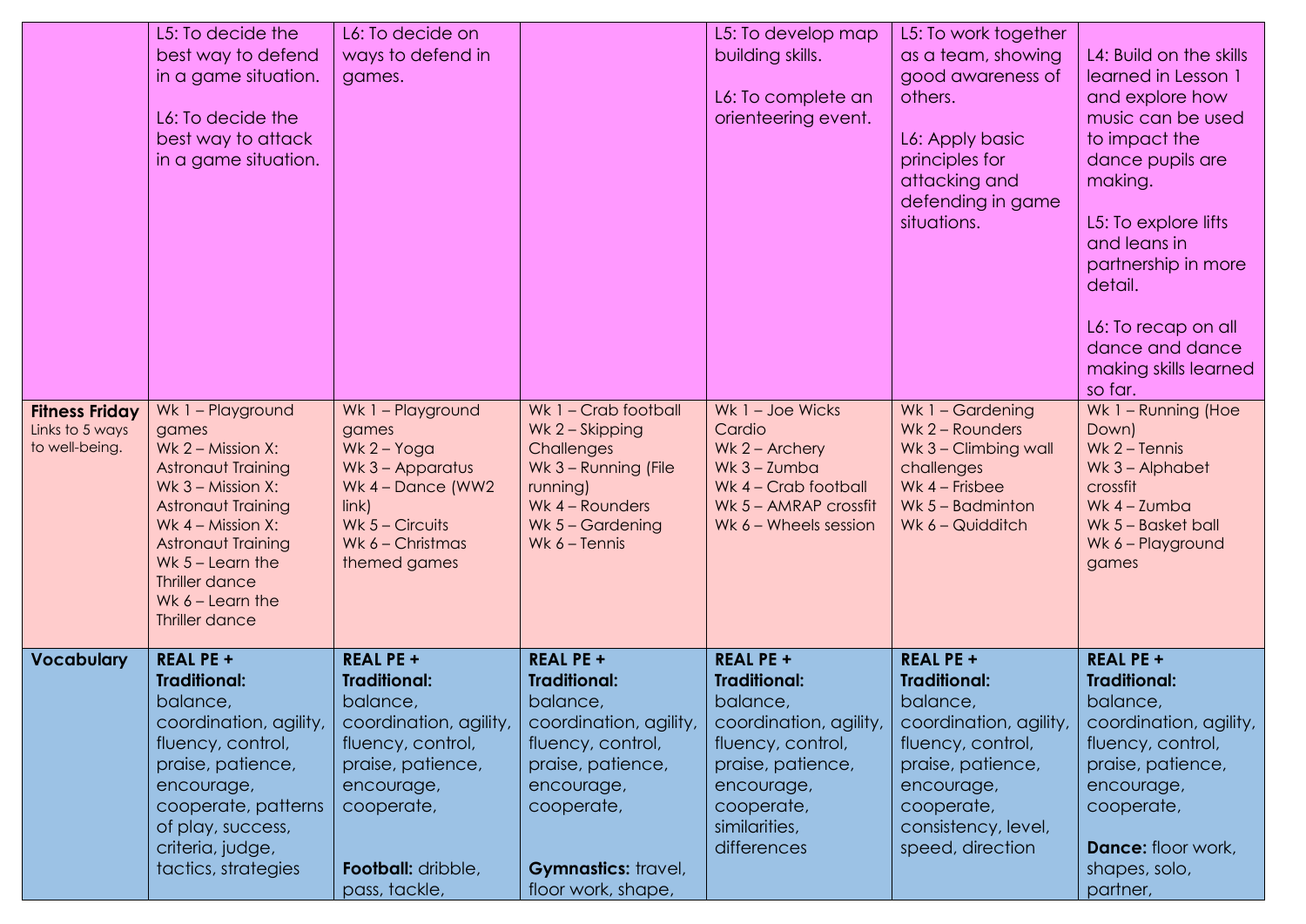| | | | | | | |
|---|---|---|---|---|---|---|
| | L5: To decide the best way to defend in a game situation.<br><br>L6: To decide the best way to attack in a game situation. | L6: To decide on ways to defend in games. | | L5: To develop map building skills.<br><br>L6: To complete an orienteering event. | L5: To work together as a team, showing good awareness of others.<br><br>L6: Apply basic principles for attacking and defending in game situations. | L4: Build on the skills learned in Lesson 1 and explore how music can be used to impact the dance pupils are making.<br><br>L5: To explore lifts and leans in partnership in more detail.<br><br>L6: To recap on all dance and dance making skills learned so far. |
| **Fitness Friday** Links to 5 ways to well-being. | Wk 1 – Playground games<br>Wk 2 – Mission X: Astronaut Training<br>Wk 3 – Mission X: Astronaut Training<br>Wk 4 – Mission X: Astronaut Training<br>Wk 5 – Learn the Thriller dance<br>Wk 6 – Learn the Thriller dance | Wk 1 – Playground games<br>Wk 2 – Yoga<br>Wk 3 – Apparatus<br>Wk 4 – Dance (WW2 link)<br>Wk 5 – Circuits<br>Wk 6 – Christmas themed games | Wk 1 – Crab football<br>Wk 2 – Skipping Challenges<br>Wk 3 – Running (File running)<br>Wk 4 – Rounders<br>Wk 5 – Gardening<br>Wk 6 – Tennis | Wk 1 – Joe Wicks Cardio<br>Wk 2 – Archery<br>Wk 3 – Zumba<br>Wk 4 – Crab football<br>Wk 5 – AMRAP crossfit<br>Wk 6 – Wheels session | Wk 1 – Gardening<br>Wk 2 – Rounders<br>Wk 3 – Climbing wall challenges<br>Wk 4 – Frisbee<br>Wk 5 – Badminton<br>Wk 6 – Quidditch | Wk 1 – Running (Hoe Down)<br>Wk 2 – Tennis<br>Wk 3 – Alphabet crossfit<br>Wk 4 – Zumba<br>Wk 5 – Basket ball<br>Wk 6 – Playground games |
| **Vocabulary** | **REAL PE + Traditional:** balance, coordination, agility, fluency, control, praise, patience, encourage, cooperate, patterns of play, success, criteria, judge, tactics, strategies | **REAL PE + Traditional:** balance, coordination, agility, fluency, control, praise, patience, encourage, cooperate,<br><br>**Football:** dribble, pass, tackle, | **REAL PE + Traditional:** balance, coordination, agility, fluency, control, praise, patience, encourage, cooperate,<br><br>**Gymnastics:** travel, floor work, shape, | **REAL PE + Traditional:** balance, coordination, agility, fluency, control, praise, patience, encourage, cooperate, similarities, differences | **REAL PE + Traditional:** balance, coordination, agility, fluency, control, praise, patience, encourage, cooperate, consistency, level, speed, direction | **REAL PE + Traditional:** balance, coordination, agility, fluency, control, praise, patience, encourage, cooperate,<br><br>**Dance:** floor work, shapes, solo, partner, |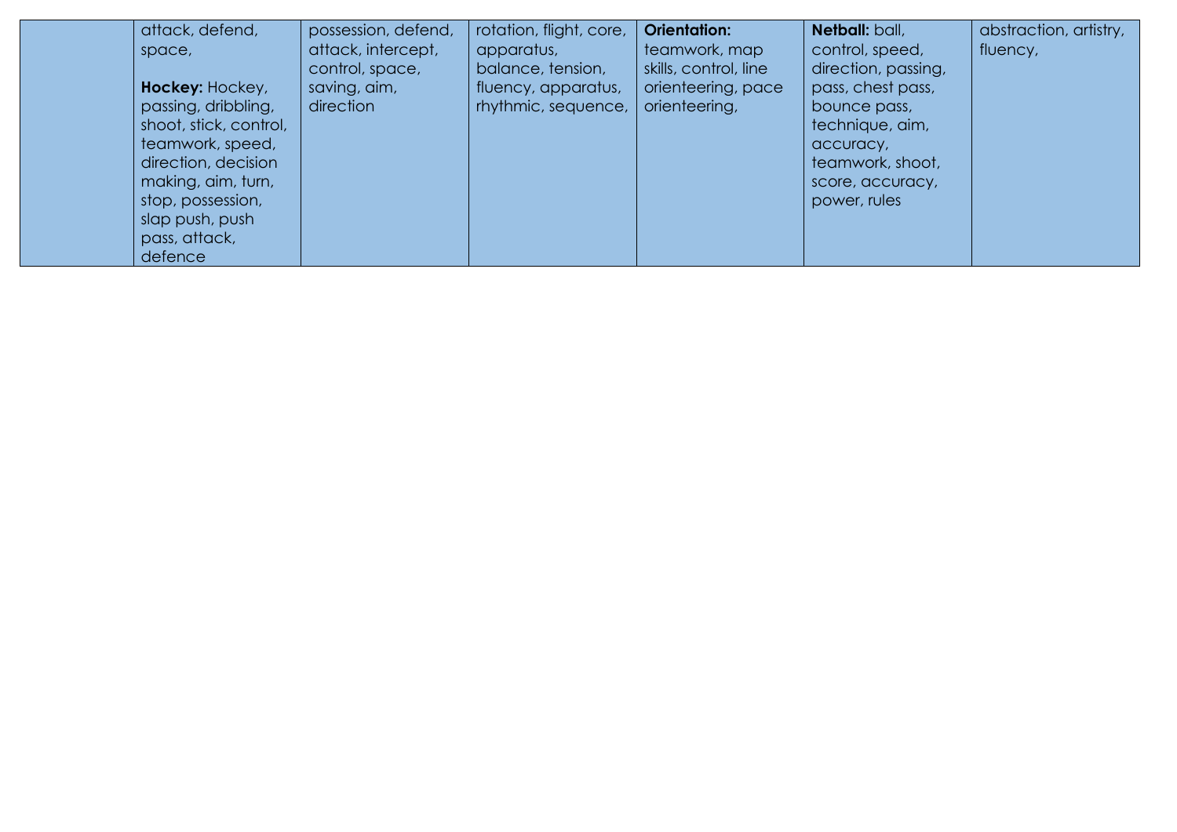| | | | | | | |
|---|---|---|---|---|---|---|
| | attack, defend, space,<br><br>**Hockey:** Hockey, passing, dribbling, shoot, stick, control, teamwork, speed, direction, decision making, aim, turn, stop, possession, slap push, push pass, attack, defence | possession, defend, attack, intercept, control, space, saving, aim, direction | rotation, flight, core, apparatus, balance, tension, fluency, apparatus, rhythmic, sequence, | **Orientation:** teamwork, map skills, control, line orienteering, pace orienteering, | **Netball:** ball, control, speed, direction, passing, pass, chest pass, bounce pass, technique, aim, accuracy, teamwork, shoot, score, accuracy, power, rules | abstraction, artistry, fluency, |